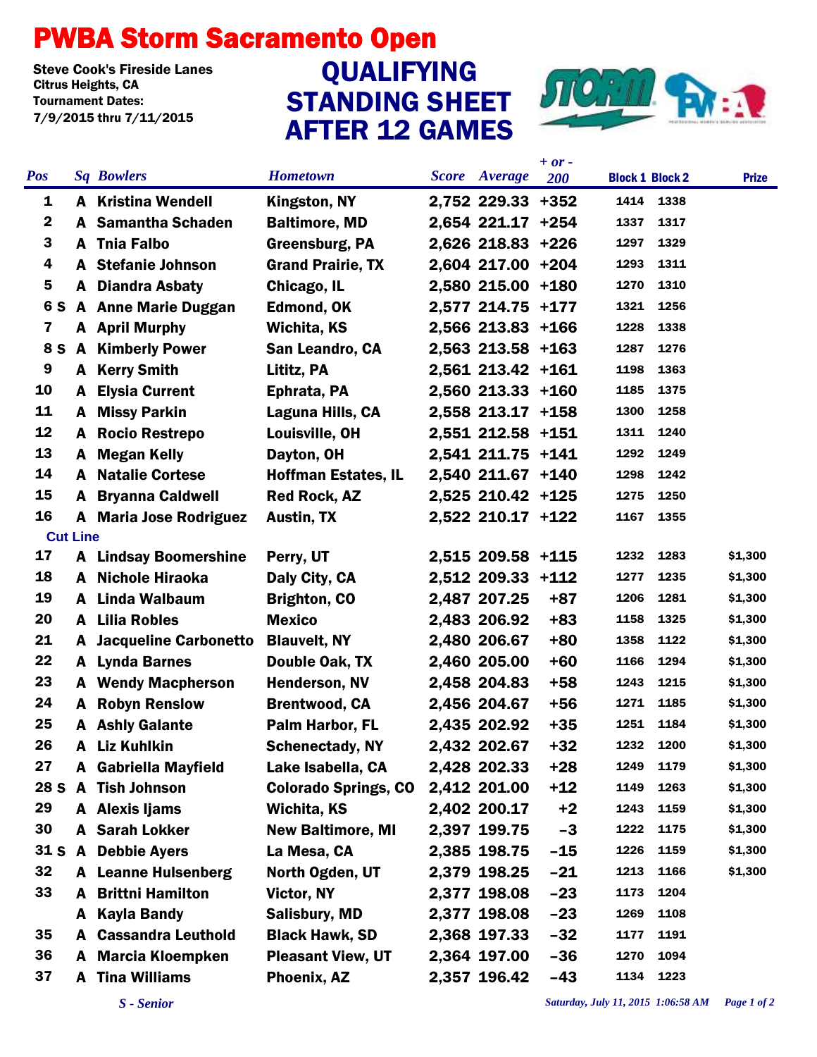# PWBA Storm Sacramento Open

Steve Cook's Fireside Lanes
Citrus Heights, CA
Tournament Dates:
7/9/2015 thru 7/11/2015

## QUALIFYING STANDING SHEET AFTER 12 GAMES

| Pos | Sq | Bowlers | Hometown | Score | Average | + or - 200 | Block 1 | Block 2 | Prize |
|---|---|---|---|---|---|---|---|---|---|
| 1 | A | Kristina Wendell | Kingston, NY | 2,752 | 229.33 | +352 | 1414 | 1338 | |
| 2 | A | Samantha Schaden | Baltimore, MD | 2,654 | 221.17 | +254 | 1337 | 1317 | |
| 3 | A | Tnia Falbo | Greensburg, PA | 2,626 | 218.83 | +226 | 1297 | 1329 | |
| 4 | A | Stefanie Johnson | Grand Prairie, TX | 2,604 | 217.00 | +204 | 1293 | 1311 | |
| 5 | A | Diandra Asbaty | Chicago, IL | 2,580 | 215.00 | +180 | 1270 | 1310 | |
| 6 S | A | Anne Marie Duggan | Edmond, OK | 2,577 | 214.75 | +177 | 1321 | 1256 | |
| 7 | A | April Murphy | Wichita, KS | 2,566 | 213.83 | +166 | 1228 | 1338 | |
| 8 S | A | Kimberly Power | San Leandro, CA | 2,563 | 213.58 | +163 | 1287 | 1276 | |
| 9 | A | Kerry Smith | Lititz, PA | 2,561 | 213.42 | +161 | 1198 | 1363 | |
| 10 | A | Elysia Current | Ephrata, PA | 2,560 | 213.33 | +160 | 1185 | 1375 | |
| 11 | A | Missy Parkin | Laguna Hills, CA | 2,558 | 213.17 | +158 | 1300 | 1258 | |
| 12 | A | Rocio Restrepo | Louisville, OH | 2,551 | 212.58 | +151 | 1311 | 1240 | |
| 13 | A | Megan Kelly | Dayton, OH | 2,541 | 211.75 | +141 | 1292 | 1249 | |
| 14 | A | Natalie Cortese | Hoffman Estates, IL | 2,540 | 211.67 | +140 | 1298 | 1242 | |
| 15 | A | Bryanna Caldwell | Red Rock, AZ | 2,525 | 210.42 | +125 | 1275 | 1250 | |
| 16 | A | Maria Jose Rodriguez | Austin, TX | 2,522 | 210.17 | +122 | 1167 | 1355 | |
| **Cut Line** | | | | | | | | | |
| 17 | A | Lindsay Boomershine | Perry, UT | 2,515 | 209.58 | +115 | 1232 | 1283 | $1,300 |
| 18 | A | Nichole Hiraoka | Daly City, CA | 2,512 | 209.33 | +112 | 1277 | 1235 | $1,300 |
| 19 | A | Linda Walbaum | Brighton, CO | 2,487 | 207.25 | +87 | 1206 | 1281 | $1,300 |
| 20 | A | Lilia Robles | Mexico | 2,483 | 206.92 | +83 | 1158 | 1325 | $1,300 |
| 21 | A | Jacqueline Carbonetto | Blauvelt, NY | 2,480 | 206.67 | +80 | 1358 | 1122 | $1,300 |
| 22 | A | Lynda Barnes | Double Oak, TX | 2,460 | 205.00 | +60 | 1166 | 1294 | $1,300 |
| 23 | A | Wendy Macpherson | Henderson, NV | 2,458 | 204.83 | +58 | 1243 | 1215 | $1,300 |
| 24 | A | Robyn Renslow | Brentwood, CA | 2,456 | 204.67 | +56 | 1271 | 1185 | $1,300 |
| 25 | A | Ashly Galante | Palm Harbor, FL | 2,435 | 202.92 | +35 | 1251 | 1184 | $1,300 |
| 26 | A | Liz Kuhlkin | Schenectady, NY | 2,432 | 202.67 | +32 | 1232 | 1200 | $1,300 |
| 27 | A | Gabriella Mayfield | Lake Isabella, CA | 2,428 | 202.33 | +28 | 1249 | 1179 | $1,300 |
| 28 S | A | Tish Johnson | Colorado Springs, CO | 2,412 | 201.00 | +12 | 1149 | 1263 | $1,300 |
| 29 | A | Alexis Ijams | Wichita, KS | 2,402 | 200.17 | +2 | 1243 | 1159 | $1,300 |
| 30 | A | Sarah Lokker | New Baltimore, MI | 2,397 | 199.75 | -3 | 1222 | 1175 | $1,300 |
| 31 S | A | Debbie Ayers | La Mesa, CA | 2,385 | 198.75 | -15 | 1226 | 1159 | $1,300 |
| 32 | A | Leanne Hulsenberg | North Ogden, UT | 2,379 | 198.25 | -21 | 1213 | 1166 | $1,300 |
| 33 | A | Brittni Hamilton | Victor, NY | 2,377 | 198.08 | -23 | 1173 | 1204 | |
| | A | Kayla Bandy | Salisbury, MD | 2,377 | 198.08 | -23 | 1269 | 1108 | |
| 35 | A | Cassandra Leuthold | Black Hawk, SD | 2,368 | 197.33 | -32 | 1177 | 1191 | |
| 36 | A | Marcia Kloempken | Pleasant View, UT | 2,364 | 197.00 | -36 | 1270 | 1094 | |
| 37 | A | Tina Williams | Phoenix, AZ | 2,357 | 196.42 | -43 | 1134 | 1223 | |

*S - Senior*

*Saturday, July 11, 2015 1:06:58 AM*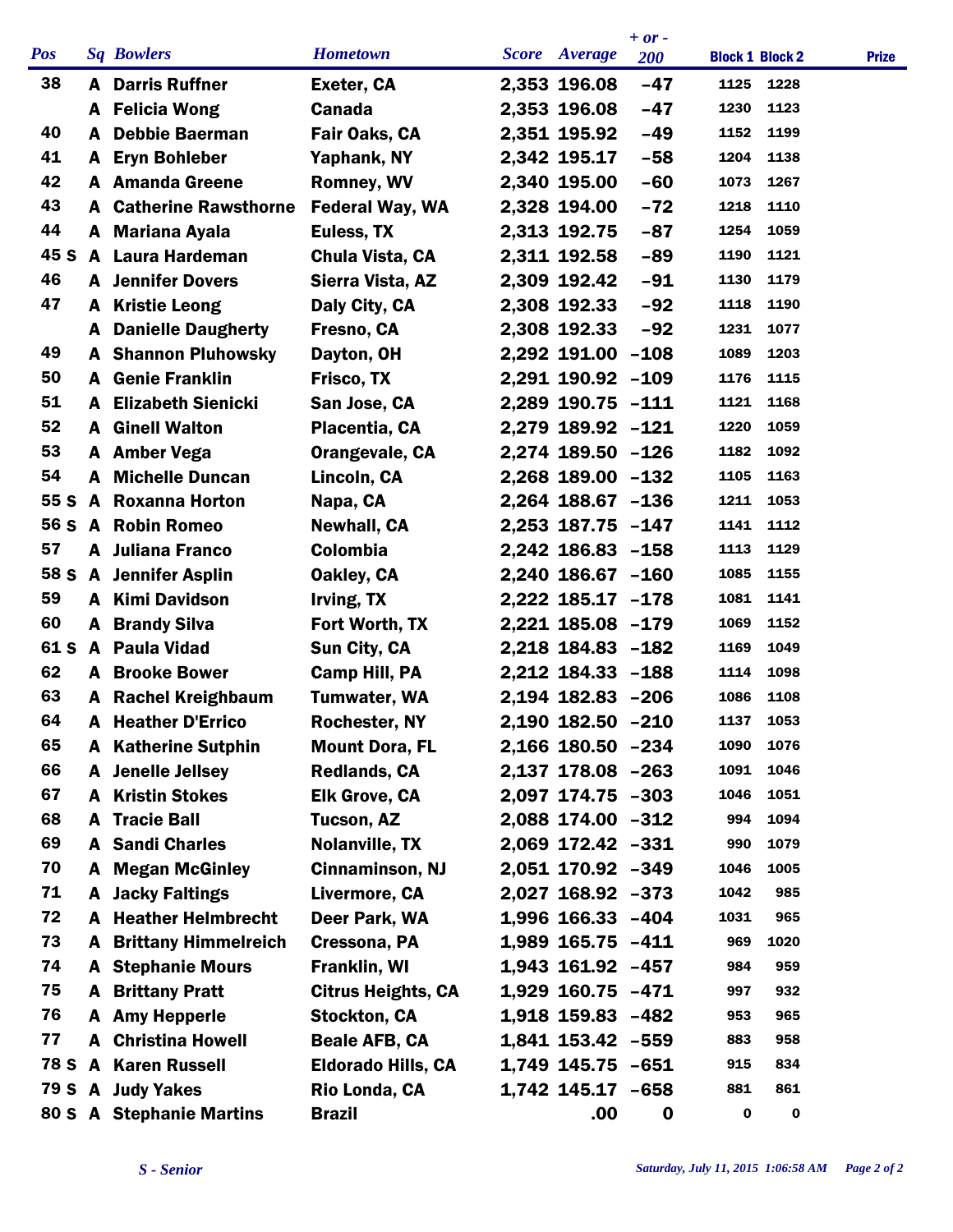| Pos | Sq | Bowlers | Hometown | Score | Average | + or - 200 | Block 1 | Block 2 | Prize |
|---|---|---|---|---|---|---|---|---|---|
| 38 | A | Darris Ruffner | Exeter, CA | 2,353 | 196.08 | -47 | 1125 | 1228 | |
| | A | Felicia Wong | Canada | 2,353 | 196.08 | -47 | 1230 | 1123 | |
| 40 | A | Debbie Baerman | Fair Oaks, CA | 2,351 | 195.92 | -49 | 1152 | 1199 | |
| 41 | A | Eryn Bohleber | Yaphank, NY | 2,342 | 195.17 | -58 | 1204 | 1138 | |
| 42 | A | Amanda Greene | Romney, WV | 2,340 | 195.00 | -60 | 1073 | 1267 | |
| 43 | A | Catherine Rawsthorne | Federal Way, WA | 2,328 | 194.00 | -72 | 1218 | 1110 | |
| 44 | A | Mariana Ayala | Euless, TX | 2,313 | 192.75 | -87 | 1254 | 1059 | |
| 45 S | A | Laura Hardeman | Chula Vista, CA | 2,311 | 192.58 | -89 | 1190 | 1121 | |
| 46 | A | Jennifer Dovers | Sierra Vista, AZ | 2,309 | 192.42 | -91 | 1130 | 1179 | |
| 47 | A | Kristie Leong | Daly City, CA | 2,308 | 192.33 | -92 | 1118 | 1190 | |
| | A | Danielle Daugherty | Fresno, CA | 2,308 | 192.33 | -92 | 1231 | 1077 | |
| 49 | A | Shannon Pluhowsky | Dayton, OH | 2,292 | 191.00 | -108 | 1089 | 1203 | |
| 50 | A | Genie Franklin | Frisco, TX | 2,291 | 190.92 | -109 | 1176 | 1115 | |
| 51 | A | Elizabeth Sienicki | San Jose, CA | 2,289 | 190.75 | -111 | 1121 | 1168 | |
| 52 | A | Ginell Walton | Placentia, CA | 2,279 | 189.92 | -121 | 1220 | 1059 | |
| 53 | A | Amber Vega | Orangevale, CA | 2,274 | 189.50 | -126 | 1182 | 1092 | |
| 54 | A | Michelle Duncan | Lincoln, CA | 2,268 | 189.00 | -132 | 1105 | 1163 | |
| 55 S | A | Roxanna Horton | Napa, CA | 2,264 | 188.67 | -136 | 1211 | 1053 | |
| 56 S | A | Robin Romeo | Newhall, CA | 2,253 | 187.75 | -147 | 1141 | 1112 | |
| 57 | A | Juliana Franco | Colombia | 2,242 | 186.83 | -158 | 1113 | 1129 | |
| 58 S | A | Jennifer Asplin | Oakley, CA | 2,240 | 186.67 | -160 | 1085 | 1155 | |
| 59 | A | Kimi Davidson | Irving, TX | 2,222 | 185.17 | -178 | 1081 | 1141 | |
| 60 | A | Brandy Silva | Fort Worth, TX | 2,221 | 185.08 | -179 | 1069 | 1152 | |
| 61 S | A | Paula Vidad | Sun City, CA | 2,218 | 184.83 | -182 | 1169 | 1049 | |
| 62 | A | Brooke Bower | Camp Hill, PA | 2,212 | 184.33 | -188 | 1114 | 1098 | |
| 63 | A | Rachel Kreighbaum | Tumwater, WA | 2,194 | 182.83 | -206 | 1086 | 1108 | |
| 64 | A | Heather D'Errico | Rochester, NY | 2,190 | 182.50 | -210 | 1137 | 1053 | |
| 65 | A | Katherine Sutphin | Mount Dora, FL | 2,166 | 180.50 | -234 | 1090 | 1076 | |
| 66 | A | Jenelle Jellsey | Redlands, CA | 2,137 | 178.08 | -263 | 1091 | 1046 | |
| 67 | A | Kristin Stokes | Elk Grove, CA | 2,097 | 174.75 | -303 | 1046 | 1051 | |
| 68 | A | Tracie Ball | Tucson, AZ | 2,088 | 174.00 | -312 | 994 | 1094 | |
| 69 | A | Sandi Charles | Nolanville, TX | 2,069 | 172.42 | -331 | 990 | 1079 | |
| 70 | A | Megan McGinley | Cinnaminson, NJ | 2,051 | 170.92 | -349 | 1046 | 1005 | |
| 71 | A | Jacky Faltings | Livermore, CA | 2,027 | 168.92 | -373 | 1042 | 985 | |
| 72 | A | Heather Helmbrecht | Deer Park, WA | 1,996 | 166.33 | -404 | 1031 | 965 | |
| 73 | A | Brittany Himmelreich | Cressona, PA | 1,989 | 165.75 | -411 | 969 | 1020 | |
| 74 | A | Stephanie Mours | Franklin, WI | 1,943 | 161.92 | -457 | 984 | 959 | |
| 75 | A | Brittany Pratt | Citrus Heights, CA | 1,929 | 160.75 | -471 | 997 | 932 | |
| 76 | A | Amy Hepperle | Stockton, CA | 1,918 | 159.83 | -482 | 953 | 965 | |
| 77 | A | Christina Howell | Beale AFB, CA | 1,841 | 153.42 | -559 | 883 | 958 | |
| 78 S | A | Karen Russell | Eldorado Hills, CA | 1,749 | 145.75 | -651 | 915 | 834 | |
| 79 S | A | Judy Yakes | Rio Londa, CA | 1,742 | 145.17 | -658 | 881 | 861 | |
| 80 S | A | Stephanie Martins | Brazil | | .00 | 0 | 0 | 0 | |

*S - Senior*

*Saturday, July 11, 2015 1:06:58 AM*